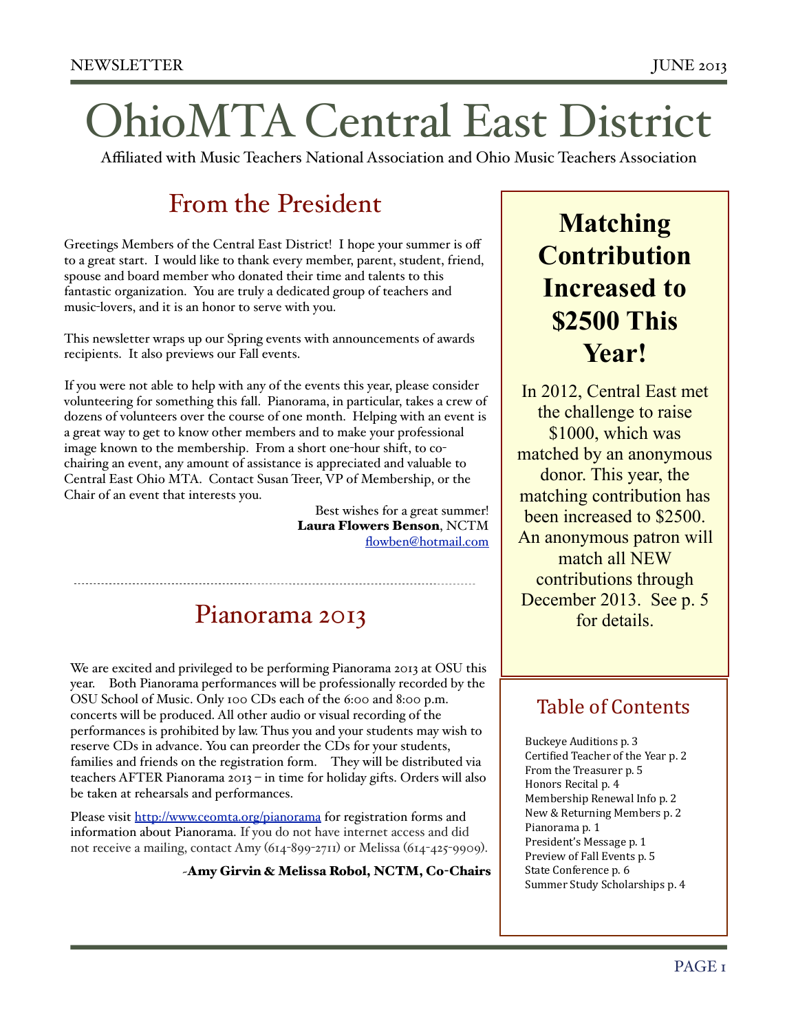# OhioMTA Central East District

Affiliated with Music Teachers National Association and Ohio Music Teachers Association

## From the President

Greetings Members of the Central East District! I hope your summer is off to a great start. I would like to thank every member, parent, student, friend, spouse and board member who donated their time and talents to this fantastic organization. You are truly a dedicated group of teachers and music-lovers, and it is an honor to serve with you.

This newsletter wraps up our Spring events with announcements of awards recipients. It also previews our Fall events.

If you were not able to help with any of the events this year, please consider volunteering for something this fall. Pianorama, in particular, takes a crew of dozens of volunteers over the course of one month. Helping with an event is a great way to get to know other members and to make your professional image known to the membership. From a short one-hour shift, to co-chairing an event, any amount of assistance is appreciated and valuable to Central East Ohio MTA. Contact Susan Treer, VP of Membership, or the Chair of an event that interests you.

Best wishes for a great summer!
**Laura Flowers Benson**, NCTM
flowben@hotmail.com

## Pianorama 2013

We are excited and privileged to be performing Pianorama 2013 at OSU this year. Both Pianorama performances will be professionally recorded by the OSU School of Music. Only 100 CDs each of the 6:00 and 8:00 p.m. concerts will be produced. All other audio or visual recording of the performances is prohibited by law. Thus you and your students may wish to reserve CDs in advance. You can preorder the CDs for your students, families and friends on the registration form. They will be distributed via teachers AFTER Pianorama 2013 – in time for holiday gifts. Orders will also be taken at rehearsals and performances.

Please visit http://www.ceomta.org/pianorama for registration forms and information about Pianorama. If you do not have internet access and did not receive a mailing, contact Amy (614-899-2711) or Melissa (614-425-9909).

**-Amy Girvin & Melissa Robol, NCTM, Co-Chairs**

## Matching Contribution Increased to $2500 This Year!

In 2012, Central East met the challenge to raise $1000, which was matched by an anonymous donor. This year, the matching contribution has been increased to $2500. An anonymous patron will match all NEW contributions through December 2013. See p. 5 for details.

## Table of Contents

- Buckeye Auditions p. 3
- Certified Teacher of the Year p. 2
- From the Treasurer p. 5
- Honors Recital p. 4
- Membership Renewal Info p. 2
- New & Returning Members p. 2
- Pianorama p. 1
- President's Message p. 1
- Preview of Fall Events p. 5
- State Conference p. 6
- Summer Study Scholarships p. 4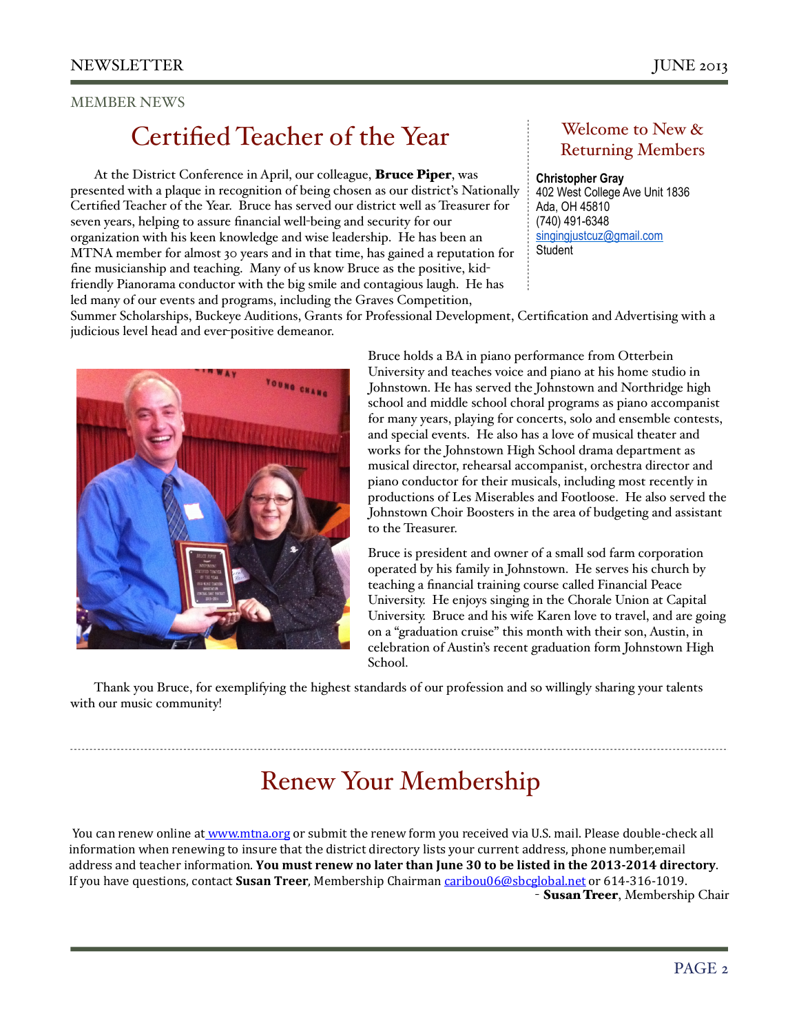MEMBER NEWS

# Certified Teacher of the Year

At the District Conference in April, our colleague, **Bruce Piper**, was presented with a plaque in recognition of being chosen as our district's Nationally Certified Teacher of the Year. Bruce has served our district well as Treasurer for seven years, helping to assure financial well-being and security for our organization with his keen knowledge and wise leadership. He has been an MTNA member for almost 30 years and in that time, has gained a reputation for fine musicianship and teaching. Many of us know Bruce as the positive, kid-friendly Pianorama conductor with the big smile and contagious laugh. He has led many of our events and programs, including the Graves Competition, Summer Scholarships, Buckeye Auditions, Grants for Professional Development, Certification and Advertising with a judicious level head and ever-positive demeanor.

Bruce holds a BA in piano performance from Otterbein University and teaches voice and piano at his home studio in Johnstown. He has served the Johnstown and Northridge high school and middle school choral programs as piano accompanist for many years, playing for concerts, solo and ensemble contests, and special events. He also has a love of musical theater and works for the Johnstown High School drama department as musical director, rehearsal accompanist, orchestra director and piano conductor for their musicals, including most recently in productions of Les Miserables and Footloose. He also served the Johnstown Choir Boosters in the area of budgeting and assistant to the Treasurer.

Bruce is president and owner of a small sod farm corporation operated by his family in Johnstown. He serves his church by teaching a financial training course called Financial Peace University. He enjoys singing in the Chorale Union at Capital University. Bruce and his wife Karen love to travel, and are going on a "graduation cruise" this month with their son, Austin, in celebration of Austin's recent graduation form Johnstown High School.

Thank you Bruce, for exemplifying the highest standards of our profession and so willingly sharing your talents with our music community!

## Welcome to New & Returning Members

**Christopher Gray**
402 West College Ave Unit 1836
Ada, OH 45810
(740) 491-6348
singingjustcuz@gmail.com
Student

# Renew Your Membership

You can renew online at www.mtna.org or submit the renew form you received via U.S. mail. Please double-check all information when renewing to insure that the district directory lists your current address, phone number,email address and teacher information. **You must renew no later than June 30 to be listed in the 2013-2014 directory**. If you have questions, contact **Susan Treer**, Membership Chairman caribou06@sbcglobal.net or 614-316-1019.

\- **Susan Treer**, Membership Chair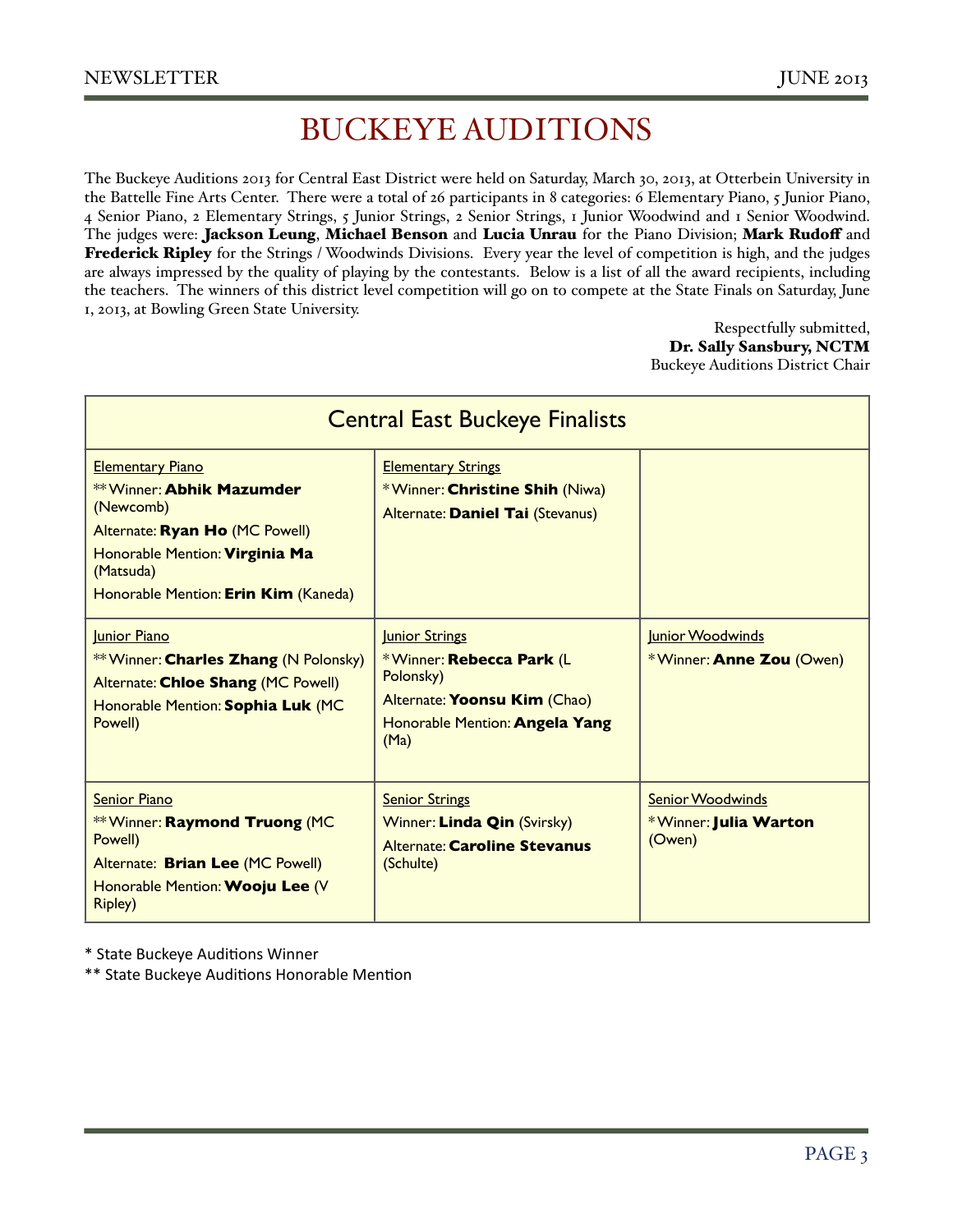# BUCKEYE AUDITIONS

The Buckeye Auditions 2013 for Central East District were held on Saturday, March 30, 2013, at Otterbein University in the Battelle Fine Arts Center. There were a total of 26 participants in 8 categories: 6 Elementary Piano, 5 Junior Piano, 4 Senior Piano, 2 Elementary Strings, 5 Junior Strings, 2 Senior Strings, 1 Junior Woodwind and 1 Senior Woodwind. The judges were: **Jackson Leung**, **Michael Benson** and **Lucia Unrau** for the Piano Division; **Mark Rudoff** and **Frederick Ripley** for the Strings / Woodwinds Divisions. Every year the level of competition is high, and the judges are always impressed by the quality of playing by the contestants. Below is a list of all the award recipients, including the teachers. The winners of this district level competition will go on to compete at the State Finals on Saturday, June 1, 2013, at Bowling Green State University.

Respectfully submitted,
**Dr. Sally Sansbury, NCTM**
Buckeye Auditions District Chair

## Central East Buckeye Finalists

| | | |
|---|---|---|
| Elementary Piano<br>** Winner: **Abhik Mazumder** (Newcomb)<br>Alternate: **Ryan Ho** (MC Powell)<br>Honorable Mention: **Virginia Ma** (Matsuda)<br>Honorable Mention: **Erin Kim** (Kaneda) | Elementary Strings<br>* Winner: **Christine Shih** (Niwa)<br>Alternate: **Daniel Tai** (Stevanus) | |
| Junior Piano<br>** Winner: **Charles Zhang** (N Polonsky)<br>Alternate: **Chloe Shang** (MC Powell)<br>Honorable Mention: **Sophia Luk** (MC Powell) | Junior Strings<br>* Winner: **Rebecca Park** (L Polonsky)<br>Alternate: **Yoonsu Kim** (Chao)<br>Honorable Mention: **Angela Yang** (Ma) | Junior Woodwinds<br>* Winner: **Anne Zou** (Owen) |
| Senior Piano<br>** Winner: **Raymond Truong** (MC Powell)<br>Alternate: **Brian Lee** (MC Powell)<br>Honorable Mention: **Wooju Lee** (V Ripley) | Senior Strings<br>Winner: **Linda Qin** (Svirsky)<br>Alternate: **Caroline Stevanus** (Schulte) | Senior Woodwinds<br>* Winner: **Julia Warton** (Owen) |

\* State Buckeye Auditions Winner
** State Buckeye Auditions Honorable Mention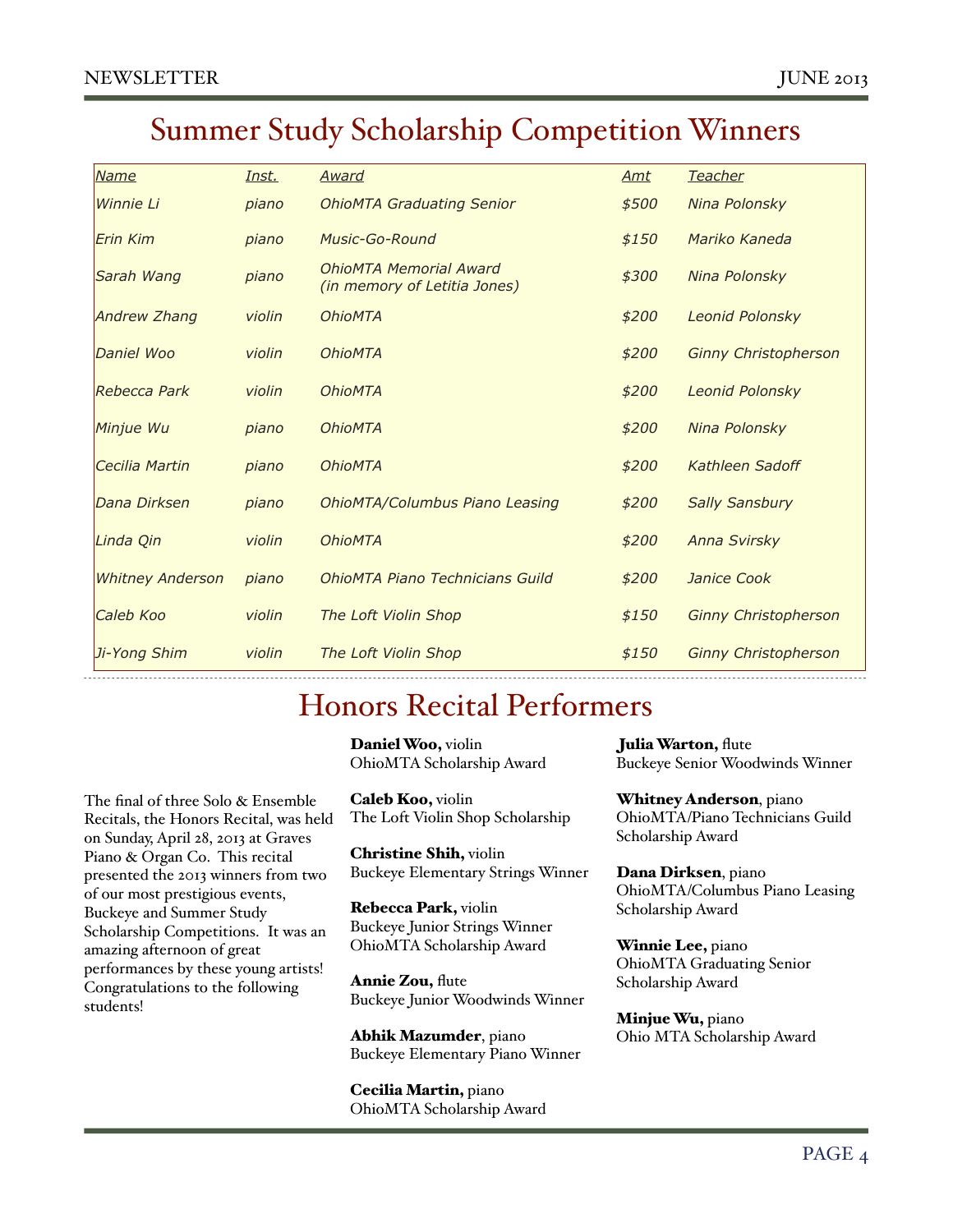# Summer Study Scholarship Competition Winners

| Name | Inst. | Award | Amt | Teacher |
|---|---|---|---|---|
| Winnie Li | piano | OhioMTA Graduating Senior | $500 | Nina Polonsky |
| Erin Kim | piano | Music-Go-Round | $150 | Mariko Kaneda |
| Sarah Wang | piano | OhioMTA Memorial Award (in memory of Letitia Jones) | $300 | Nina Polonsky |
| Andrew Zhang | violin | OhioMTA | $200 | Leonid Polonsky |
| Daniel Woo | violin | OhioMTA | $200 | Ginny Christopherson |
| Rebecca Park | violin | OhioMTA | $200 | Leonid Polonsky |
| Minjue Wu | piano | OhioMTA | $200 | Nina Polonsky |
| Cecilia Martin | piano | OhioMTA | $200 | Kathleen Sadoff |
| Dana Dirksen | piano | OhioMTA/Columbus Piano Leasing | $200 | Sally Sansbury |
| Linda Qin | violin | OhioMTA | $200 | Anna Svirsky |
| Whitney Anderson | piano | OhioMTA Piano Technicians Guild | $200 | Janice Cook |
| Caleb Koo | violin | The Loft Violin Shop | $150 | Ginny Christopherson |
| Ji-Yong Shim | violin | The Loft Violin Shop | $150 | Ginny Christopherson |

# Honors Recital Performers

The final of three Solo & Ensemble Recitals, the Honors Recital, was held on Sunday, April 28, 2013 at Graves Piano & Organ Co. This recital presented the 2013 winners from two of our most prestigious events, Buckeye and Summer Study Scholarship Competitions. It was an amazing afternoon of great performances by these young artists! Congratulations to the following students!

**Daniel Woo,** violin
OhioMTA Scholarship Award

**Caleb Koo,** violin
The Loft Violin Shop Scholarship

**Christine Shih,** violin
Buckeye Elementary Strings Winner

**Rebecca Park,** violin
Buckeye Junior Strings Winner
OhioMTA Scholarship Award

**Annie Zou,** flute
Buckeye Junior Woodwinds Winner

**Abhik Mazumder**, piano
Buckeye Elementary Piano Winner

**Cecilia Martin,** piano
OhioMTA Scholarship Award

**Julia Warton,** flute
Buckeye Senior Woodwinds Winner

**Whitney Anderson**, piano
OhioMTA/Piano Technicians Guild Scholarship Award

**Dana Dirksen**, piano
OhioMTA/Columbus Piano Leasing Scholarship Award

**Winnie Lee,** piano
OhioMTA Graduating Senior Scholarship Award

**Minjue Wu,** piano
Ohio MTA Scholarship Award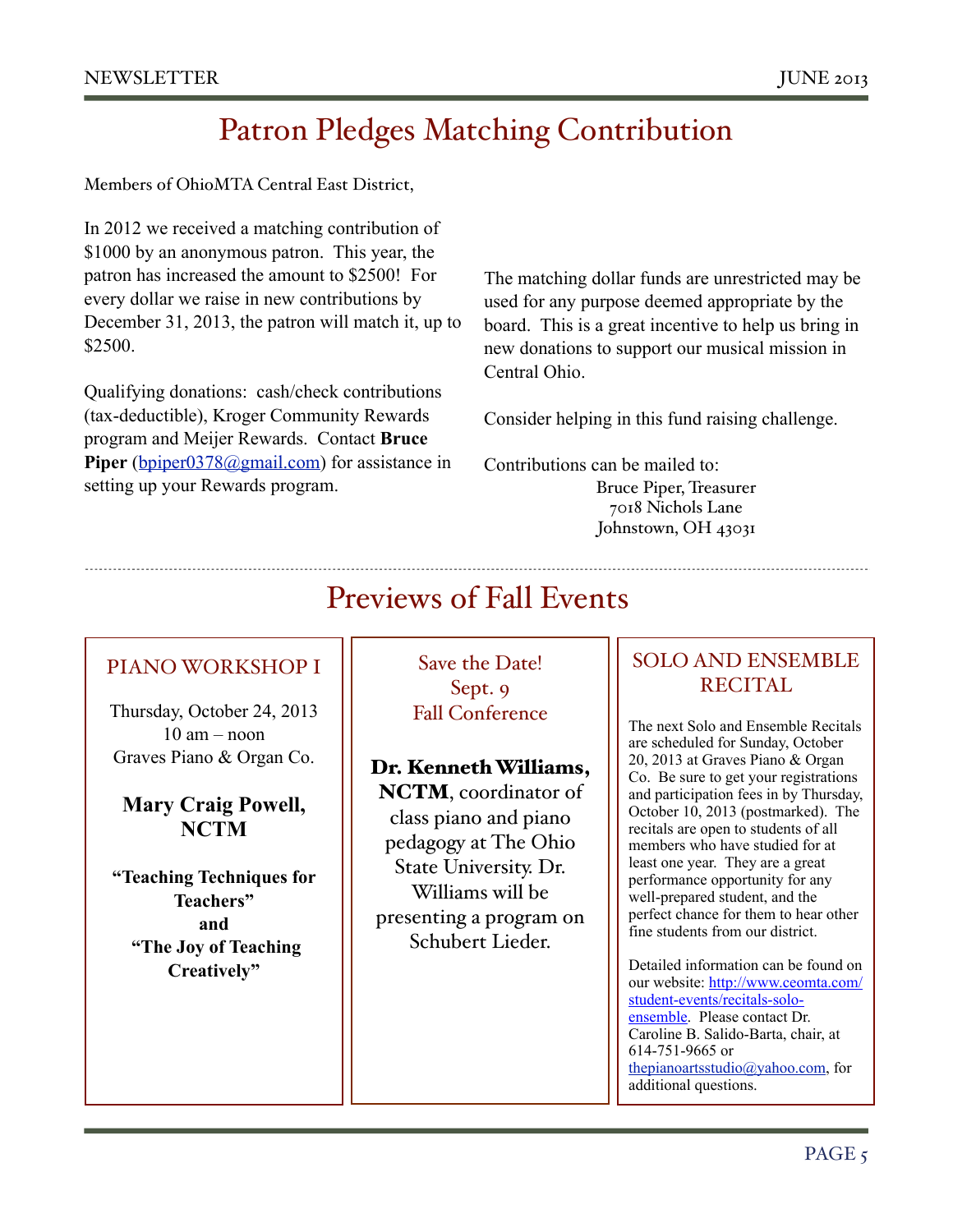# Patron Pledges Matching Contribution

Members of OhioMTA Central East District,

In 2012 we received a matching contribution of $1000 by an anonymous patron. This year, the patron has increased the amount to $2500! For every dollar we raise in new contributions by December 31, 2013, the patron will match it, up to $2500.

Qualifying donations: cash/check contributions (tax-deductible), Kroger Community Rewards program and Meijer Rewards. Contact **Bruce Piper** (bpiper0378@gmail.com) for assistance in setting up your Rewards program.

The matching dollar funds are unrestricted may be used for any purpose deemed appropriate by the board. This is a great incentive to help us bring in new donations to support our musical mission in Central Ohio.

Consider helping in this fund raising challenge.

Contributions can be mailed to:

Bruce Piper, Treasurer
7018 Nichols Lane
Johnstown, OH 43031

---

# Previews of Fall Events

## PIANO WORKSHOP I

Thursday, October 24, 2013
10 am – noon
Graves Piano & Organ Co.

**Mary Craig Powell, NCTM**

**"Teaching Techniques for Teachers"**
**and**
**"The Joy of Teaching Creatively"**

## Save the Date! Sept. 9 Fall Conference

**Dr. Kenneth Williams, NCTM**, coordinator of class piano and piano pedagogy at The Ohio State University. Dr. Williams will be presenting a program on Schubert Lieder.

## SOLO AND ENSEMBLE RECITAL

The next Solo and Ensemble Recitals are scheduled for Sunday, October 20, 2013 at Graves Piano & Organ Co. Be sure to get your registrations and participation fees in by Thursday, October 10, 2013 (postmarked). The recitals are open to students of all members who have studied for at least one year. They are a great performance opportunity for any well-prepared student, and the perfect chance for them to hear other fine students from our district.

Detailed information can be found on our website: http://www.ceomta.com/student-events/recitals-solo-ensemble. Please contact Dr. Caroline B. Salido-Barta, chair, at 614-751-9665 or thepianoartsstudio@yahoo.com, for additional questions.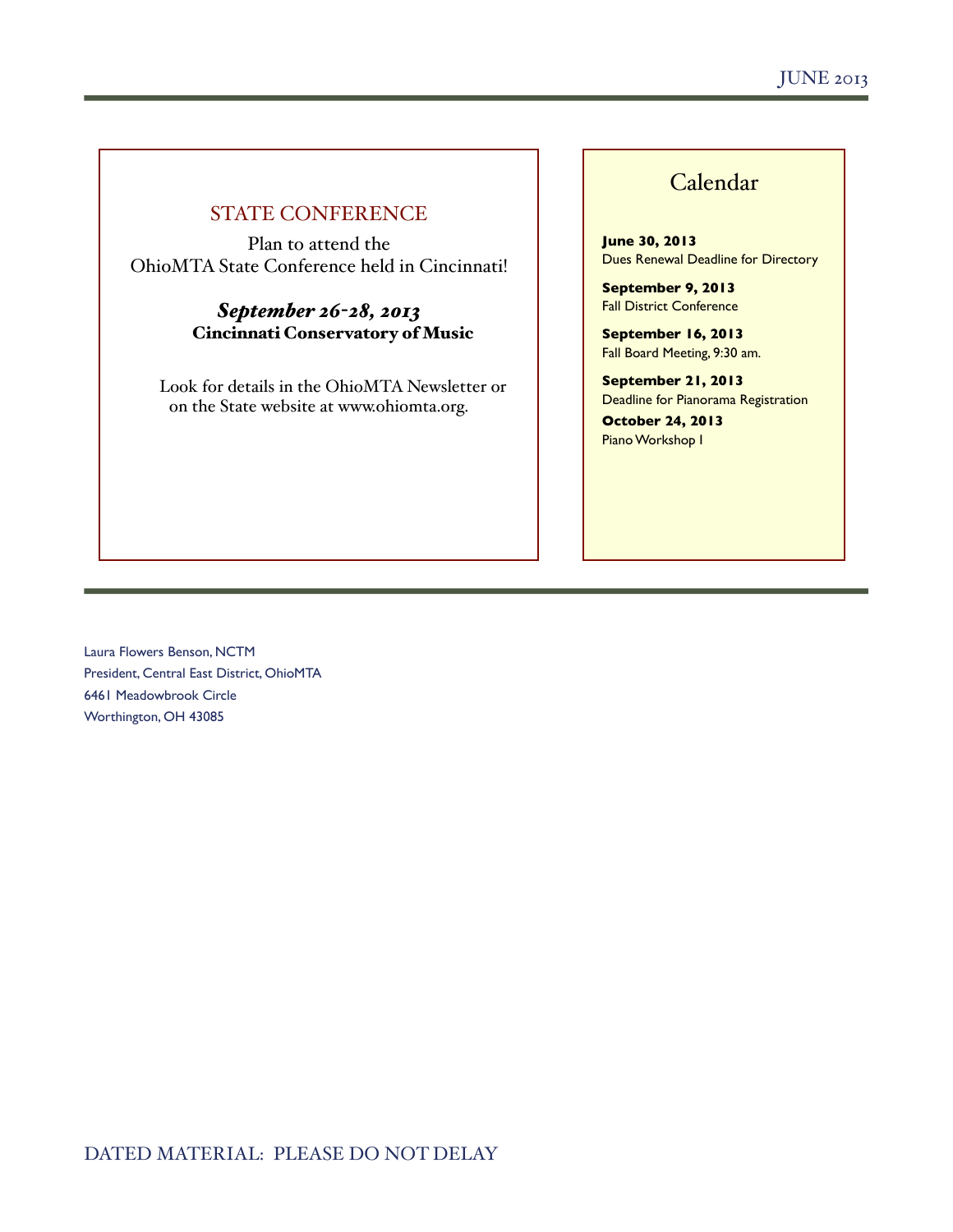## STATE CONFERENCE

Plan to attend the
OhioMTA State Conference held in Cincinnati!

***September 26-28, 2013***
**Cincinnati Conservatory of Music**

Look for details in the OhioMTA Newsletter or on the State website at www.ohiomta.org.

## Calendar

**June 30, 2013**
Dues Renewal Deadline for Directory

**September 9, 2013**
Fall District Conference

**September 16, 2013**
Fall Board Meeting, 9:30 am.

**September 21, 2013**
Deadline for Pianorama Registration

**October 24, 2013**
Piano Workshop I

Laura Flowers Benson, NCTM
President, Central East District, OhioMTA
6461 Meadowbrook Circle
Worthington, OH 43085

DATED MATERIAL: PLEASE DO NOT DELAY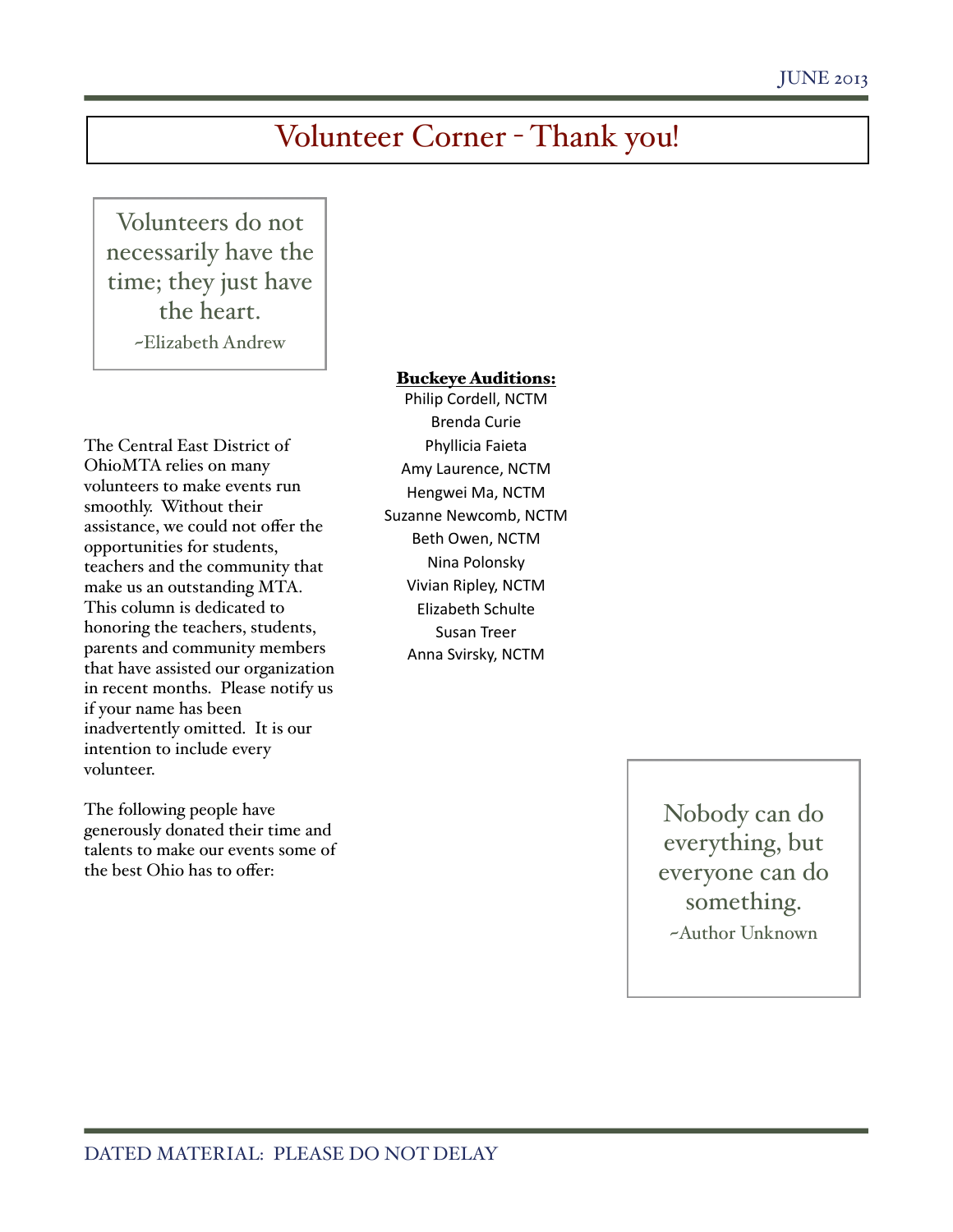# Volunteer Corner - Thank you!

> Volunteers do not necessarily have the time; they just have the heart.
>
> ~Elizabeth Andrew

The Central East District of OhioMTA relies on many volunteers to make events run smoothly. Without their assistance, we could not offer the opportunities for students, teachers and the community that make us an outstanding MTA. This column is dedicated to honoring the teachers, students, parents and community members that have assisted our organization in recent months. Please notify us if your name has been inadvertently omitted. It is our intention to include every volunteer.

The following people have generously donated their time and talents to make our events some of the best Ohio has to offer:

**Buckeye Auditions:**

Philip Cordell, NCTM
Brenda Curie
Phyllicia Faieta
Amy Laurence, NCTM
Hengwei Ma, NCTM
Suzanne Newcomb, NCTM
Beth Owen, NCTM
Nina Polonsky
Vivian Ripley, NCTM
Elizabeth Schulte
Susan Treer
Anna Svirsky, NCTM

> Nobody can do everything, but everyone can do something.
>
> ~Author Unknown

DATED MATERIAL: PLEASE DO NOT DELAY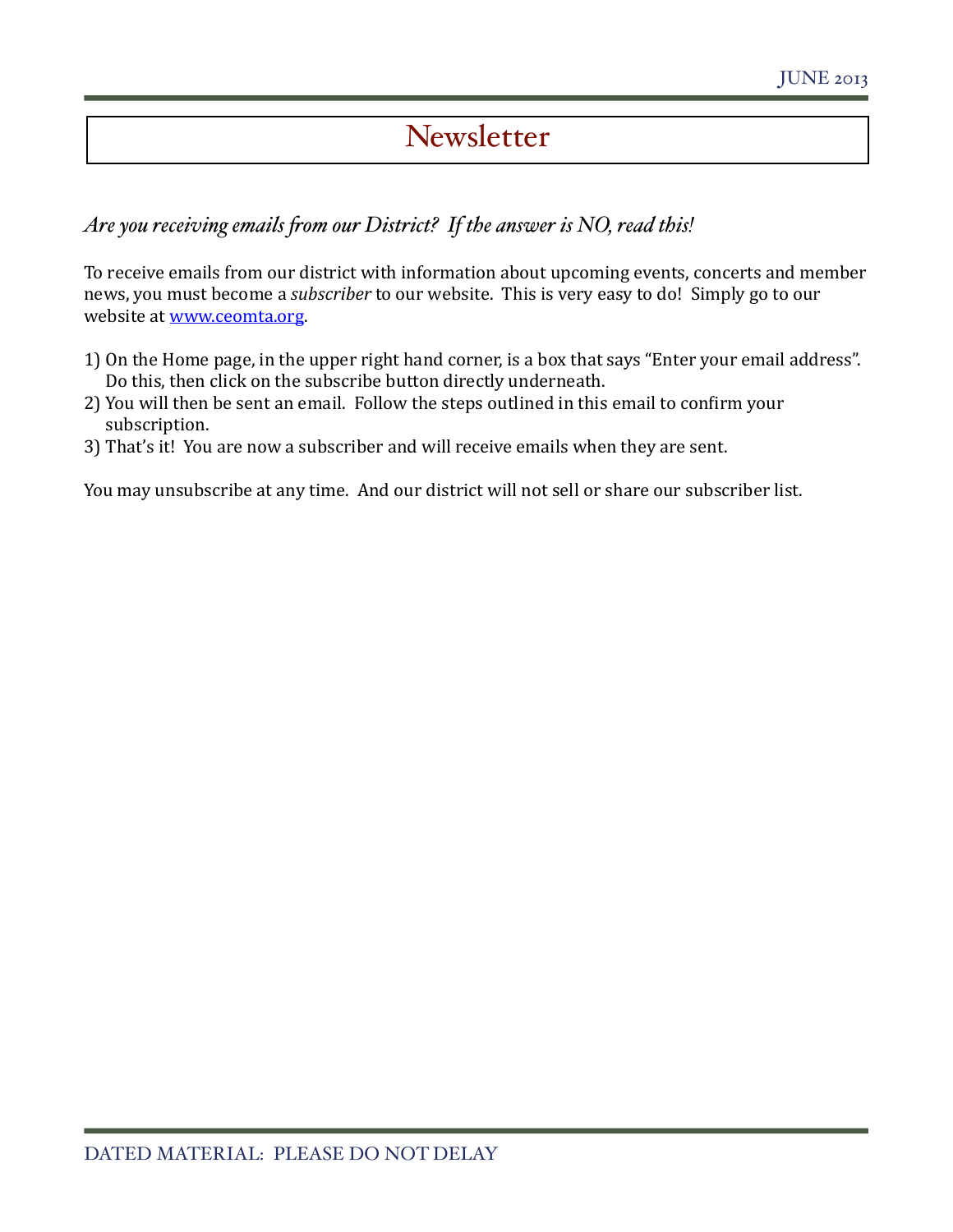# Newsletter

*Are you receiving emails from our District? If the answer is NO, read this!*

To receive emails from our district with information about upcoming events, concerts and member news, you must become a *subscriber* to our website. This is very easy to do! Simply go to our website at [www.ceomta.org](http://www.ceomta.org).

1) On the Home page, in the upper right hand corner, is a box that says "Enter your email address". Do this, then click on the subscribe button directly underneath.
2) You will then be sent an email. Follow the steps outlined in this email to confirm your subscription.
3) That's it! You are now a subscriber and will receive emails when they are sent.

You may unsubscribe at any time. And our district will not sell or share our subscriber list.